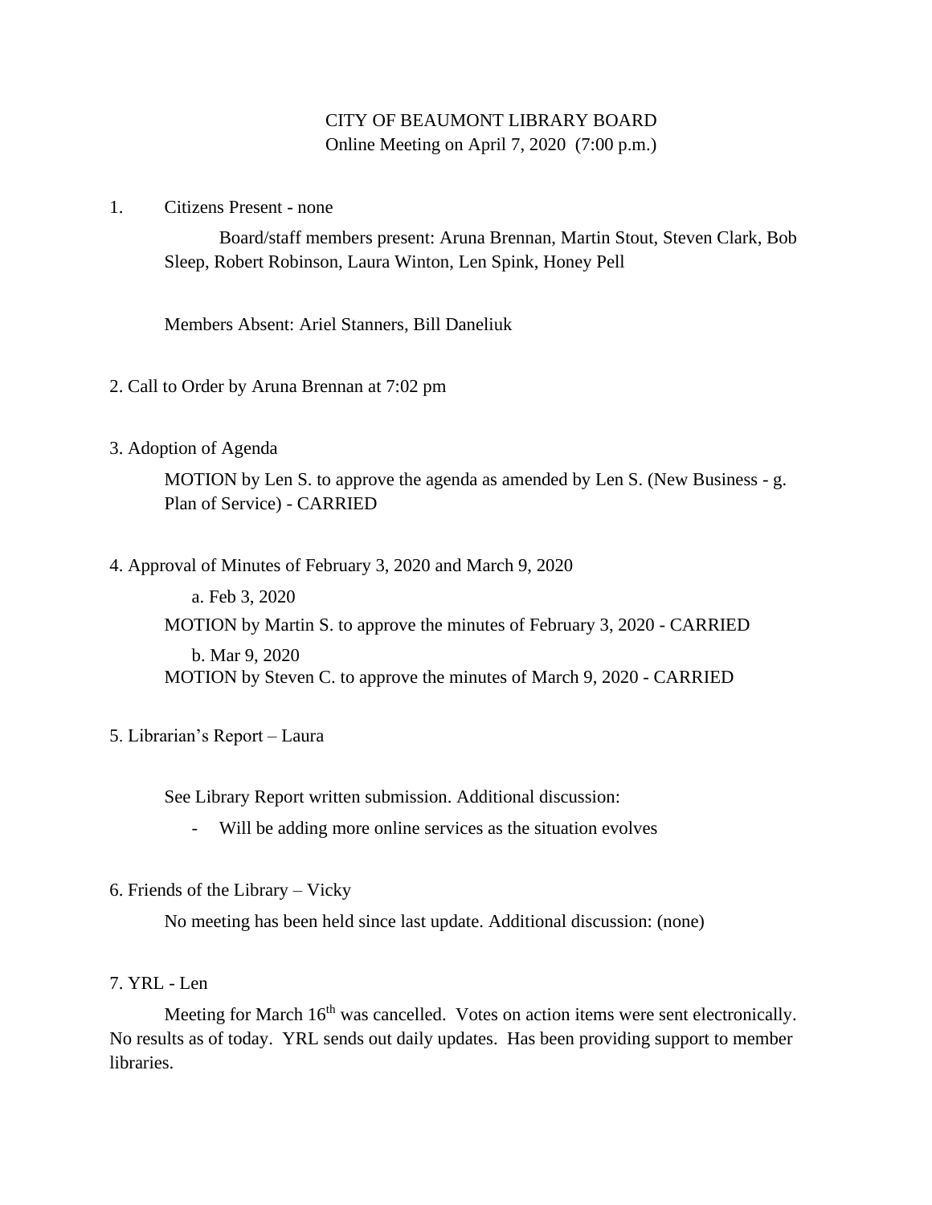CITY OF BEAUMONT LIBRARY BOARD
Online Meeting on April 7, 2020 (7:00 p.m.)

1. Citizens Present - none

   Board/staff members present: Aruna Brennan, Martin Stout, Steven Clark, Bob Sleep, Robert Robinson, Laura Winton, Len Spink, Honey Pell

   Members Absent: Ariel Stanners, Bill Daneliuk

2. Call to Order by Aruna Brennan at 7:02 pm

3. Adoption of Agenda

   MOTION by Len S. to approve the agenda as amended by Len S. (New Business - g. Plan of Service) - CARRIED

4. Approval of Minutes of February 3, 2020 and March 9, 2020

   a. Feb 3, 2020

   MOTION by Martin S. to approve the minutes of February 3, 2020 - CARRIED

   b. Mar 9, 2020

   MOTION by Steven C. to approve the minutes of March 9, 2020 - CARRIED

5. Librarian's Report – Laura

   See Library Report written submission. Additional discussion:

   - Will be adding more online services as the situation evolves

6. Friends of the Library – Vicky

   No meeting has been held since last update. Additional discussion: (none)

7. YRL - Len

   Meeting for March 16th was cancelled. Votes on action items were sent electronically. No results as of today. YRL sends out daily updates. Has been providing support to member libraries.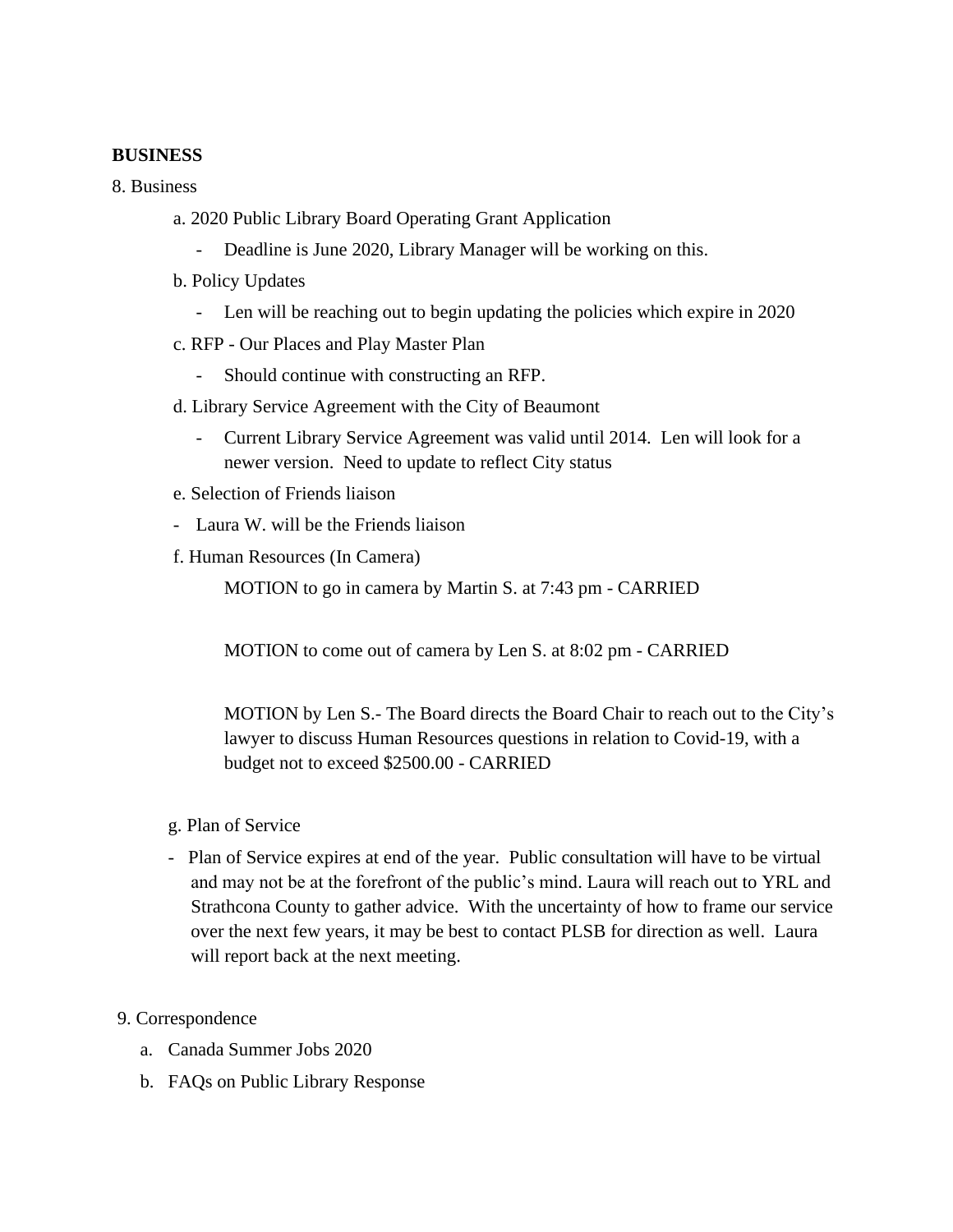**BUSINESS**

8. Business

   a. 2020 Public Library Board Operating Grant Application

      - Deadline is June 2020, Library Manager will be working on this.

   b. Policy Updates

      - Len will be reaching out to begin updating the policies which expire in 2020

   c. RFP - Our Places and Play Master Plan

      - Should continue with constructing an RFP.

   d. Library Service Agreement with the City of Beaumont

      - Current Library Service Agreement was valid until 2014.  Len will look for a newer version.  Need to update to reflect City status

   e. Selection of Friends liaison

      - Laura W. will be the Friends liaison

   f. Human Resources (In Camera)

      MOTION to go in camera by Martin S. at 7:43 pm - CARRIED

      MOTION to come out of camera by Len S. at 8:02 pm - CARRIED

      MOTION by Len S.- The Board directs the Board Chair to reach out to the City's lawyer to discuss Human Resources questions in relation to Covid-19, with a budget not to exceed $2500.00 - CARRIED

   g. Plan of Service

      - Plan of Service expires at end of the year.  Public consultation will have to be virtual and may not be at the forefront of the public's mind. Laura will reach out to YRL and Strathcona County to gather advice.  With the uncertainty of how to frame our service over the next few years, it may be best to contact PLSB for direction as well.  Laura will report back at the next meeting.

9. Correspondence

   a. Canada Summer Jobs 2020
   b. FAQs on Public Library Response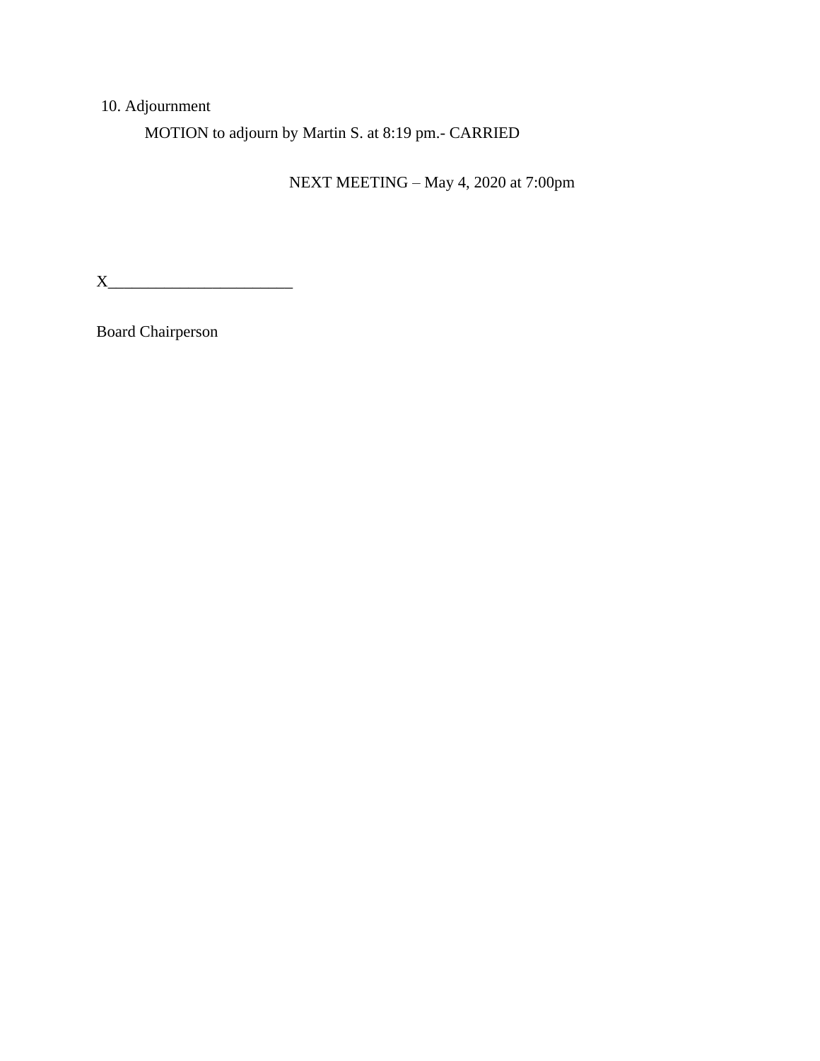10. Adjournment

MOTION to adjourn by Martin S. at 8:19 pm.- CARRIED

NEXT MEETING – May 4, 2020 at 7:00pm

X______________________

Board Chairperson